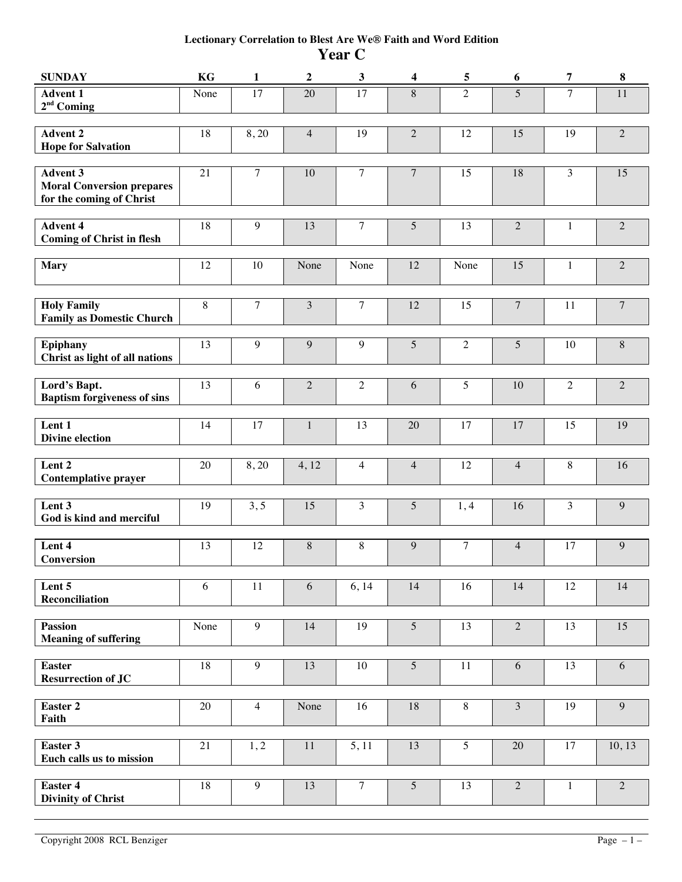**Lectionary Correlation to Blest Are We® Faith and Word Edition**

# Year C

| SUNDAY | KG | 1 | 2 | 3 | 4 | 5 | 6 | 7 | 8 |
|---|---|---|---|---|---|---|---|---|---|
| **Advent 1**<br>**2nd Coming** | None | 17 | 20 | 17 | 8 | 2 | 5 | 7 | 11 |
| **Advent 2**<br>**Hope for Salvation** | 18 | 8, 20 | 4 | 19 | 2 | 12 | 15 | 19 | 2 |
| **Advent 3**<br>**Moral Conversion prepares for the coming of Christ** | 21 | 7 | 10 | 7 | 7 | 15 | 18 | 3 | 15 |
| **Advent 4**<br>**Coming of Christ in flesh** | 18 | 9 | 13 | 7 | 5 | 13 | 2 | 1 | 2 |
| **Mary** | 12 | 10 | None | None | 12 | None | 15 | 1 | 2 |
| **Holy Family**<br>**Family as Domestic Church** | 8 | 7 | 3 | 7 | 12 | 15 | 7 | 11 | 7 |
| **Epiphany**<br>**Christ as light of all nations** | 13 | 9 | 9 | 9 | 5 | 2 | 5 | 10 | 8 |
| **Lord's Bapt.**<br>**Baptism forgiveness of sins** | 13 | 6 | 2 | 2 | 6 | 5 | 10 | 2 | 2 |
| **Lent 1**<br>**Divine election** | 14 | 17 | 1 | 13 | 20 | 17 | 17 | 15 | 19 |
| **Lent 2**<br>**Contemplative prayer** | 20 | 8, 20 | 4, 12 | 4 | 4 | 12 | 4 | 8 | 16 |
| **Lent 3**<br>**God is kind and merciful** | 19 | 3, 5 | 15 | 3 | 5 | 1, 4 | 16 | 3 | 9 |
| **Lent 4**<br>**Conversion** | 13 | 12 | 8 | 8 | 9 | 7 | 4 | 17 | 9 |
| **Lent 5**<br>**Reconciliation** | 6 | 11 | 6 | 6, 14 | 14 | 16 | 14 | 12 | 14 |
| **Passion**<br>**Meaning of suffering** | None | 9 | 14 | 19 | 5 | 13 | 2 | 13 | 15 |
| **Easter**<br>**Resurrection of JC** | 18 | 9 | 13 | 10 | 5 | 11 | 6 | 13 | 6 |
| **Easter 2**<br>**Faith** | 20 | 4 | None | 16 | 18 | 8 | 3 | 19 | 9 |
| **Easter 3**<br>**Euch calls us to mission** | 21 | 1, 2 | 11 | 5, 11 | 13 | 5 | 20 | 17 | 10, 13 |
| **Easter 4**<br>**Divinity of Christ** | 18 | 9 | 13 | 7 | 5 | 13 | 2 | 1 | 2 |

Copyright 2008 RCL Benziger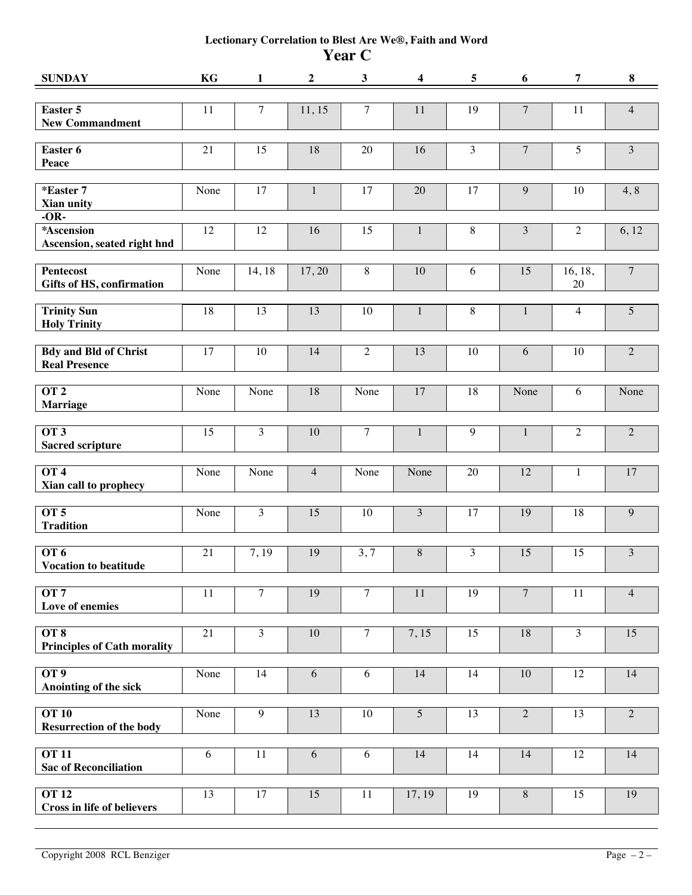**Lectionary Correlation to Blest Are We®, Faith and Word**

## Year C

| SUNDAY | KG | 1 | 2 | 3 | 4 | 5 | 6 | 7 | 8 |
|---|---|---|---|---|---|---|---|---|---|
| **Easter 5**<br>**New Commandment** | 11 | 7 | 11, 15 | 7 | 11 | 19 | 7 | 11 | 4 |
| **Easter 6**<br>**Peace** | 21 | 15 | 18 | 20 | 16 | 3 | 7 | 5 | 3 |
| ***Easter 7**<br>**Xian unity** | None | 17 | 1 | 17 | 20 | 17 | 9 | 10 | 4, 8 |
| **-OR-** | | | | | | | | | |
| ***Ascension**<br>**Ascension, seated right hnd** | 12 | 12 | 16 | 15 | 1 | 8 | 3 | 2 | 6, 12 |
| **Pentecost**<br>**Gifts of HS, confirmation** | None | 14, 18 | 17, 20 | 8 | 10 | 6 | 15 | 16, 18, 20 | 7 |
| **Trinity Sun**<br>**Holy Trinity** | 18 | 13 | 13 | 10 | 1 | 8 | 1 | 4 | 5 |
| **Bdy and Bld of Christ**<br>**Real Presence** | 17 | 10 | 14 | 2 | 13 | 10 | 6 | 10 | 2 |
| **OT 2**<br>**Marriage** | None | None | 18 | None | 17 | 18 | None | 6 | None |
| **OT 3**<br>**Sacred scripture** | 15 | 3 | 10 | 7 | 1 | 9 | 1 | 2 | 2 |
| **OT 4**<br>**Xian call to prophecy** | None | None | 4 | None | None | 20 | 12 | 1 | 17 |
| **OT 5**<br>**Tradition** | None | 3 | 15 | 10 | 3 | 17 | 19 | 18 | 9 |
| **OT 6**<br>**Vocation to beatitude** | 21 | 7, 19 | 19 | 3, 7 | 8 | 3 | 15 | 15 | 3 |
| **OT 7**<br>**Love of enemies** | 11 | 7 | 19 | 7 | 11 | 19 | 7 | 11 | 4 |
| **OT 8**<br>**Principles of Cath morality** | 21 | 3 | 10 | 7 | 7, 15 | 15 | 18 | 3 | 15 |
| **OT 9**<br>**Anointing of the sick** | None | 14 | 6 | 6 | 14 | 14 | 10 | 12 | 14 |
| **OT 10**<br>**Resurrection of the body** | None | 9 | 13 | 10 | 5 | 13 | 2 | 13 | 2 |
| **OT 11**<br>**Sac of Reconciliation** | 6 | 11 | 6 | 6 | 14 | 14 | 14 | 12 | 14 |
| **OT 12**<br>**Cross in life of believers** | 13 | 17 | 15 | 11 | 17, 19 | 19 | 8 | 15 | 19 |

Copyright 2008 RCL Benziger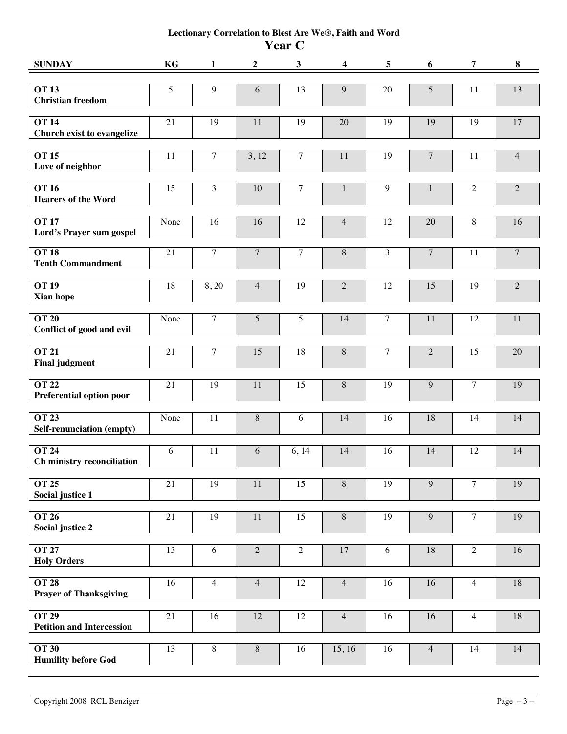### Lectionary Correlation to Blest Are We®, Faith and Word

## Year C

| SUNDAY | KG | 1 | 2 | 3 | 4 | 5 | 6 | 7 | 8 |
|---|---|---|---|---|---|---|---|---|---|
| **OT 13** **Christian freedom** | 5 | 9 | 6 | 13 | 9 | 20 | 5 | 11 | 13 |
| **OT 14** **Church exist to evangelize** | 21 | 19 | 11 | 19 | 20 | 19 | 19 | 19 | 17 |
| **OT 15** **Love of neighbor** | 11 | 7 | 3, 12 | 7 | 11 | 19 | 7 | 11 | 4 |
| **OT 16** **Hearers of the Word** | 15 | 3 | 10 | 7 | 1 | 9 | 1 | 2 | 2 |
| **OT 17** **Lord's Prayer sum gospel** | None | 16 | 16 | 12 | 4 | 12 | 20 | 8 | 16 |
| **OT 18** **Tenth Commandment** | 21 | 7 | 7 | 7 | 8 | 3 | 7 | 11 | 7 |
| **OT 19** **Xian hope** | 18 | 8, 20 | 4 | 19 | 2 | 12 | 15 | 19 | 2 |
| **OT 20** **Conflict of good and evil** | None | 7 | 5 | 5 | 14 | 7 | 11 | 12 | 11 |
| **OT 21** **Final judgment** | 21 | 7 | 15 | 18 | 8 | 7 | 2 | 15 | 20 |
| **OT 22** **Preferential option poor** | 21 | 19 | 11 | 15 | 8 | 19 | 9 | 7 | 19 |
| **OT 23** **Self-renunciation (empty)** | None | 11 | 8 | 6 | 14 | 16 | 18 | 14 | 14 |
| **OT 24** **Ch ministry reconciliation** | 6 | 11 | 6 | 6, 14 | 14 | 16 | 14 | 12 | 14 |
| **OT 25** **Social justice 1** | 21 | 19 | 11 | 15 | 8 | 19 | 9 | 7 | 19 |
| **OT 26** **Social justice 2** | 21 | 19 | 11 | 15 | 8 | 19 | 9 | 7 | 19 |
| **OT 27** **Holy Orders** | 13 | 6 | 2 | 2 | 17 | 6 | 18 | 2 | 16 |
| **OT 28** **Prayer of Thanksgiving** | 16 | 4 | 4 | 12 | 4 | 16 | 16 | 4 | 18 |
| **OT 29** **Petition and Intercession** | 21 | 16 | 12 | 12 | 4 | 16 | 16 | 4 | 18 |
| **OT 30** **Humility before God** | 13 | 8 | 8 | 16 | 15, 16 | 16 | 4 | 14 | 14 |

Copyright 2008 RCL Benziger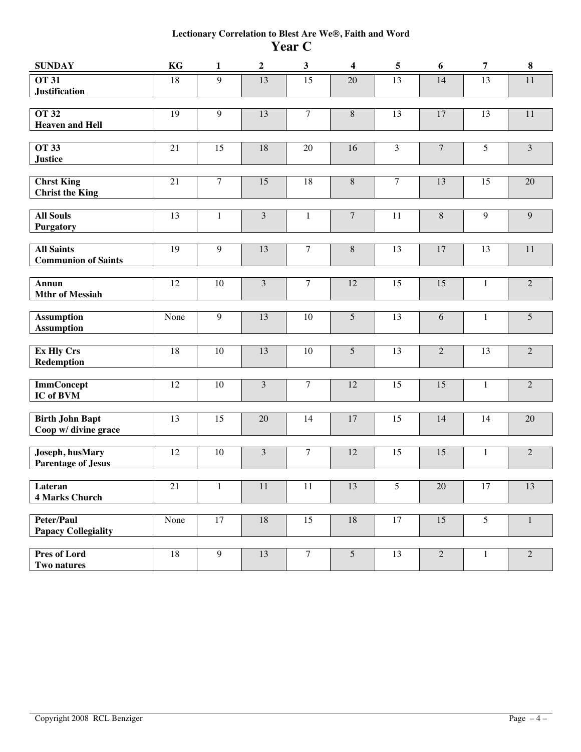**Lectionary Correlation to Blest Are We®, Faith and Word**

# Year C

| SUNDAY | KG | 1 | 2 | 3 | 4 | 5 | 6 | 7 | 8 |
|---|---|---|---|---|---|---|---|---|---|
| **OT 31**<br>**Justification** | 18 | 9 | 13 | 15 | 20 | 13 | 14 | 13 | 11 |
| **OT 32**<br>**Heaven and Hell** | 19 | 9 | 13 | 7 | 8 | 13 | 17 | 13 | 11 |
| **OT 33**<br>**Justice** | 21 | 15 | 18 | 20 | 16 | 3 | 7 | 5 | 3 |
| **Chrst King**<br>**Christ the King** | 21 | 7 | 15 | 18 | 8 | 7 | 13 | 15 | 20 |
| **All Souls**<br>**Purgatory** | 13 | 1 | 3 | 1 | 7 | 11 | 8 | 9 | 9 |
| **All Saints**<br>**Communion of Saints** | 19 | 9 | 13 | 7 | 8 | 13 | 17 | 13 | 11 |
| **Annun**<br>**Mthr of Messiah** | 12 | 10 | 3 | 7 | 12 | 15 | 15 | 1 | 2 |
| **Assumption**<br>**Assumption** | None | 9 | 13 | 10 | 5 | 13 | 6 | 1 | 5 |
| **Ex Hly Crs**<br>**Redemption** | 18 | 10 | 13 | 10 | 5 | 13 | 2 | 13 | 2 |
| **ImmConcept**<br>**IC of BVM** | 12 | 10 | 3 | 7 | 12 | 15 | 15 | 1 | 2 |
| **Birth John Bapt**<br>**Coop w/ divine grace** | 13 | 15 | 20 | 14 | 17 | 15 | 14 | 14 | 20 |
| **Joseph, husMary**<br>**Parentage of Jesus** | 12 | 10 | 3 | 7 | 12 | 15 | 15 | 1 | 2 |
| **Lateran**<br>**4 Marks Church** | 21 | 1 | 11 | 11 | 13 | 5 | 20 | 17 | 13 |
| **Peter/Paul**<br>**Papacy Collegiality** | None | 17 | 18 | 15 | 18 | 17 | 15 | 5 | 1 |
| **Pres of Lord**<br>**Two natures** | 18 | 9 | 13 | 7 | 5 | 13 | 2 | 1 | 2 |

Copyright 2008 RCL Benziger